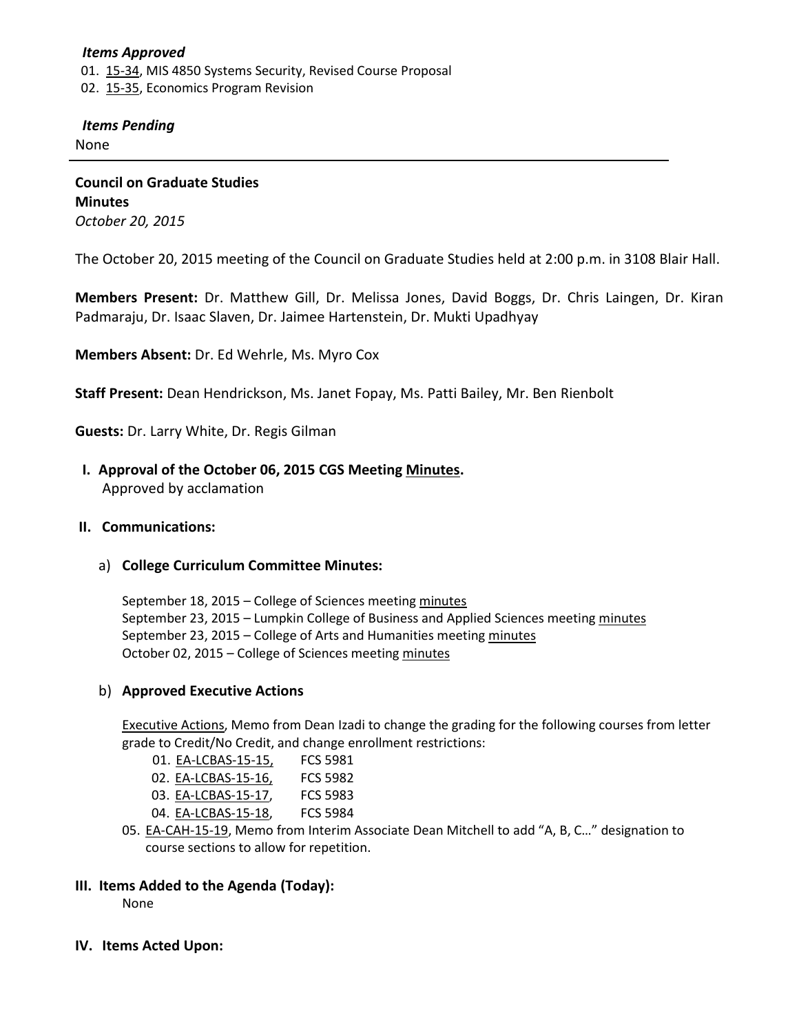***Items Approved***

01. 15-34, MIS 4850 Systems Security, Revised Course Proposal
02. 15-35, Economics Program Revision

***Items Pending***

None

---

**Council on Graduate Studies**
**Minutes**
*October 20, 2015*

The October 20, 2015 meeting of the Council on Graduate Studies held at 2:00 p.m. in 3108 Blair Hall.

**Members Present:** Dr. Matthew Gill, Dr. Melissa Jones, David Boggs, Dr. Chris Laingen, Dr. Kiran Padmaraju, Dr. Isaac Slaven, Dr. Jaimee Hartenstein, Dr. Mukti Upadhyay

**Members Absent:** Dr. Ed Wehrle, Ms. Myro Cox

**Staff Present:** Dean Hendrickson, Ms. Janet Fopay, Ms. Patti Bailey, Mr. Ben Rienbolt

**Guests:** Dr. Larry White, Dr. Regis Gilman

**I. Approval of the October 06, 2015 CGS Meeting Minutes.**
Approved by acclamation

**II. Communications:**

a) **College Curriculum Committee Minutes:**

September 18, 2015 – College of Sciences meeting minutes
September 23, 2015 – Lumpkin College of Business and Applied Sciences meeting minutes
September 23, 2015 – College of Arts and Humanities meeting minutes
October 02, 2015 – College of Sciences meeting minutes

b) **Approved Executive Actions**

Executive Actions, Memo from Dean Izadi to change the grading for the following courses from letter grade to Credit/No Credit, and change enrollment restrictions:

01. EA-LCBAS-15-15, FCS 5981
02. EA-LCBAS-15-16, FCS 5982
03. EA-LCBAS-15-17, FCS 5983
04. EA-LCBAS-15-18, FCS 5984
05. EA-CAH-15-19, Memo from Interim Associate Dean Mitchell to add "A, B, C…" designation to course sections to allow for repetition.

**III. Items Added to the Agenda (Today):**
None

**IV. Items Acted Upon:**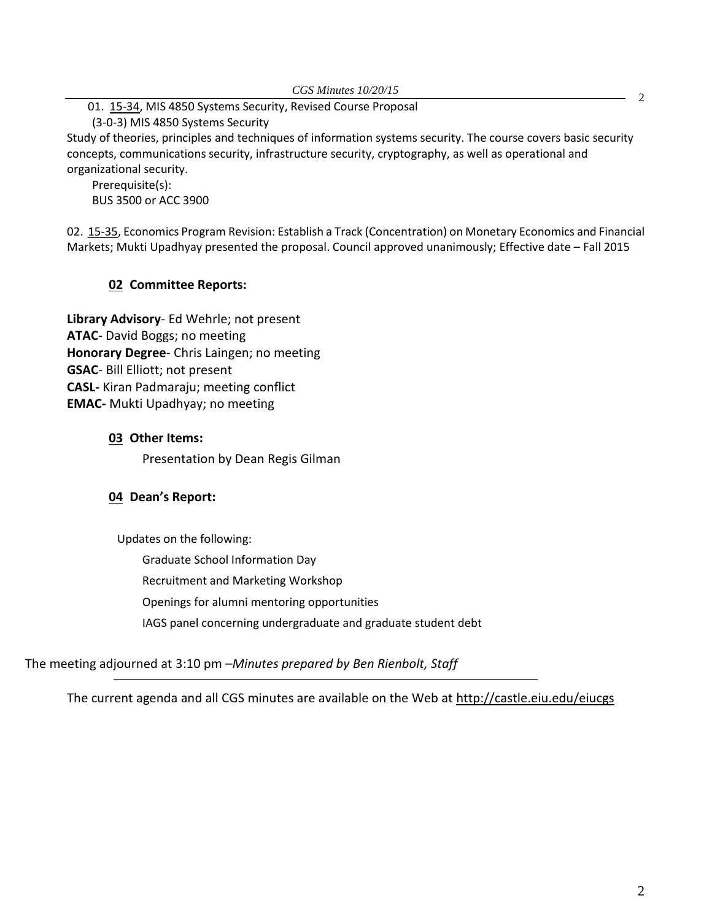01. 15-34, MIS 4850 Systems Security, Revised Course Proposal

(3-0-3) MIS 4850 Systems Security

Study of theories, principles and techniques of information systems security. The course covers basic security concepts, communications security, infrastructure security, cryptography, as well as operational and organizational security.

Prerequisite(s):

BUS 3500 or ACC 3900

02. 15-35, Economics Program Revision: Establish a Track (Concentration) on Monetary Economics and Financial Markets; Mukti Upadhyay presented the proposal. Council approved unanimously; Effective date – Fall 2015

## 02 Committee Reports:

**Library Advisory**- Ed Wehrle; not present
**ATAC**- David Boggs; no meeting
**Honorary Degree**- Chris Laingen; no meeting
**GSAC**- Bill Elliott; not present
**CASL-** Kiran Padmaraju; meeting conflict
**EMAC-** Mukti Upadhyay; no meeting

## 03 Other Items:

Presentation by Dean Regis Gilman

## 04 Dean's Report:

Updates on the following:

- Graduate School Information Day
- Recruitment and Marketing Workshop
- Openings for alumni mentoring opportunities
- IAGS panel concerning undergraduate and graduate student debt

The meeting adjourned at 3:10 pm –*Minutes prepared by Ben Rienbolt, Staff*

The current agenda and all CGS minutes are available on the Web at http://castle.eiu.edu/eiucgs